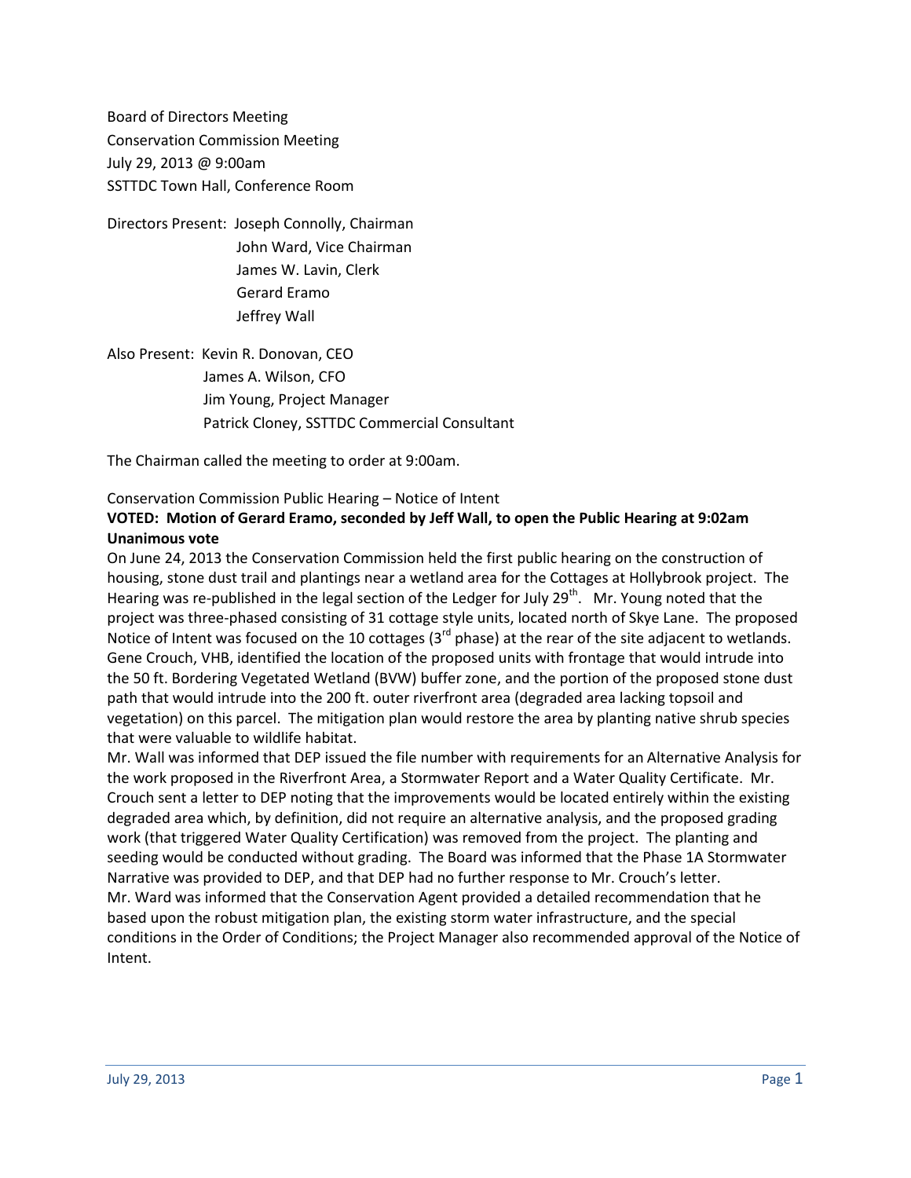Board of Directors Meeting
Conservation Commission Meeting
July 29, 2013 @ 9:00am
SSTTDC Town Hall, Conference Room

Directors Present: Joseph Connolly, Chairman
John Ward, Vice Chairman
James W. Lavin, Clerk
Gerard Eramo
Jeffrey Wall

Also Present: Kevin R. Donovan, CEO
James A. Wilson, CFO
Jim Young, Project Manager
Patrick Cloney, SSTTDC Commercial Consultant

The Chairman called the meeting to order at 9:00am.

Conservation Commission Public Hearing – Notice of Intent

**VOTED: Motion of Gerard Eramo, seconded by Jeff Wall, to open the Public Hearing at 9:02am Unanimous vote**

On June 24, 2013 the Conservation Commission held the first public hearing on the construction of housing, stone dust trail and plantings near a wetland area for the Cottages at Hollybrook project. The Hearing was re-published in the legal section of the Ledger for July 29th. Mr. Young noted that the project was three-phased consisting of 31 cottage style units, located north of Skye Lane. The proposed Notice of Intent was focused on the 10 cottages (3rd phase) at the rear of the site adjacent to wetlands. Gene Crouch, VHB, identified the location of the proposed units with frontage that would intrude into the 50 ft. Bordering Vegetated Wetland (BVW) buffer zone, and the portion of the proposed stone dust path that would intrude into the 200 ft. outer riverfront area (degraded area lacking topsoil and vegetation) on this parcel. The mitigation plan would restore the area by planting native shrub species that were valuable to wildlife habitat.

Mr. Wall was informed that DEP issued the file number with requirements for an Alternative Analysis for the work proposed in the Riverfront Area, a Stormwater Report and a Water Quality Certificate. Mr. Crouch sent a letter to DEP noting that the improvements would be located entirely within the existing degraded area which, by definition, did not require an alternative analysis, and the proposed grading work (that triggered Water Quality Certification) was removed from the project. The planting and seeding would be conducted without grading. The Board was informed that the Phase 1A Stormwater Narrative was provided to DEP, and that DEP had no further response to Mr. Crouch's letter.

Mr. Ward was informed that the Conservation Agent provided a detailed recommendation that he based upon the robust mitigation plan, the existing storm water infrastructure, and the special conditions in the Order of Conditions; the Project Manager also recommended approval of the Notice of Intent.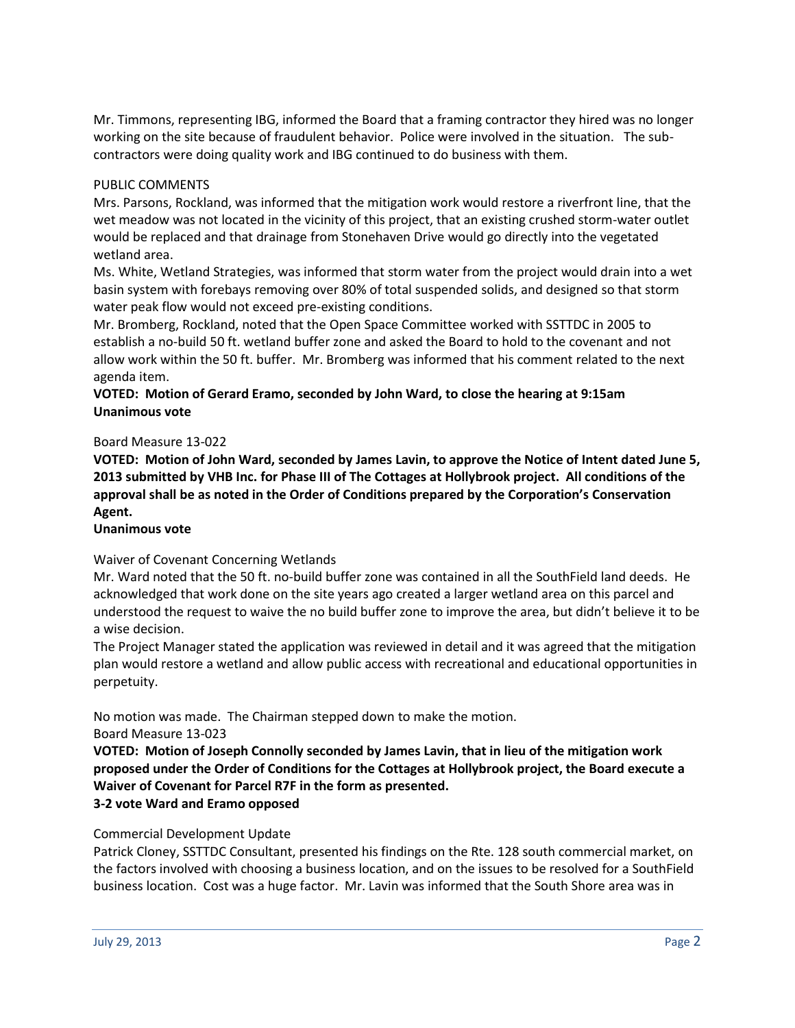Mr. Timmons, representing IBG, informed the Board that a framing contractor they hired was no longer working on the site because of fraudulent behavior. Police were involved in the situation. The sub-contractors were doing quality work and IBG continued to do business with them.

PUBLIC COMMENTS

Mrs. Parsons, Rockland, was informed that the mitigation work would restore a riverfront line, that the wet meadow was not located in the vicinity of this project, that an existing crushed storm-water outlet would be replaced and that drainage from Stonehaven Drive would go directly into the vegetated wetland area.

Ms. White, Wetland Strategies, was informed that storm water from the project would drain into a wet basin system with forebays removing over 80% of total suspended solids, and designed so that storm water peak flow would not exceed pre-existing conditions.

Mr. Bromberg, Rockland, noted that the Open Space Committee worked with SSTTDC in 2005 to establish a no-build 50 ft. wetland buffer zone and asked the Board to hold to the covenant and not allow work within the 50 ft. buffer. Mr. Bromberg was informed that his comment related to the next agenda item.

**VOTED: Motion of Gerard Eramo, seconded by John Ward, to close the hearing at 9:15am**
**Unanimous vote**

Board Measure 13-022

**VOTED: Motion of John Ward, seconded by James Lavin, to approve the Notice of Intent dated June 5, 2013 submitted by VHB Inc. for Phase III of The Cottages at Hollybrook project. All conditions of the approval shall be as noted in the Order of Conditions prepared by the Corporation's Conservation Agent.**
**Unanimous vote**

Waiver of Covenant Concerning Wetlands

Mr. Ward noted that the 50 ft. no-build buffer zone was contained in all the SouthField land deeds. He acknowledged that work done on the site years ago created a larger wetland area on this parcel and understood the request to waive the no build buffer zone to improve the area, but didn't believe it to be a wise decision.

The Project Manager stated the application was reviewed in detail and it was agreed that the mitigation plan would restore a wetland and allow public access with recreational and educational opportunities in perpetuity.

No motion was made. The Chairman stepped down to make the motion.

Board Measure 13-023

**VOTED: Motion of Joseph Connolly seconded by James Lavin, that in lieu of the mitigation work proposed under the Order of Conditions for the Cottages at Hollybrook project, the Board execute a Waiver of Covenant for Parcel R7F in the form as presented.**
**3-2 vote Ward and Eramo opposed**

Commercial Development Update

Patrick Cloney, SSTTDC Consultant, presented his findings on the Rte. 128 south commercial market, on the factors involved with choosing a business location, and on the issues to be resolved for a SouthField business location. Cost was a huge factor. Mr. Lavin was informed that the South Shore area was in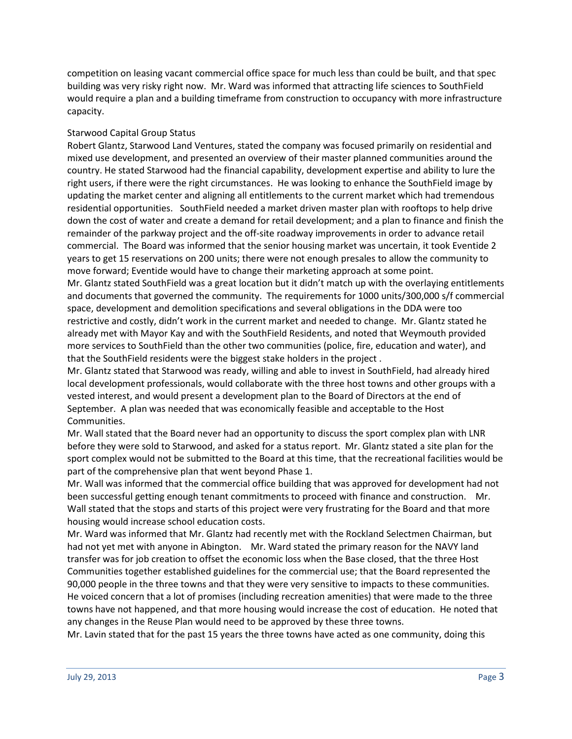competition on leasing vacant commercial office space for much less than could be built, and that spec building was very risky right now. Mr. Ward was informed that attracting life sciences to SouthField would require a plan and a building timeframe from construction to occupancy with more infrastructure capacity.

Starwood Capital Group Status

Robert Glantz, Starwood Land Ventures, stated the company was focused primarily on residential and mixed use development, and presented an overview of their master planned communities around the country. He stated Starwood had the financial capability, development expertise and ability to lure the right users, if there were the right circumstances. He was looking to enhance the SouthField image by updating the market center and aligning all entitlements to the current market which had tremendous residential opportunities. SouthField needed a market driven master plan with rooftops to help drive down the cost of water and create a demand for retail development; and a plan to finance and finish the remainder of the parkway project and the off-site roadway improvements in order to advance retail commercial. The Board was informed that the senior housing market was uncertain, it took Eventide 2 years to get 15 reservations on 200 units; there were not enough presales to allow the community to move forward; Eventide would have to change their marketing approach at some point.

Mr. Glantz stated SouthField was a great location but it didn't match up with the overlaying entitlements and documents that governed the community. The requirements for 1000 units/300,000 s/f commercial space, development and demolition specifications and several obligations in the DDA were too restrictive and costly, didn't work in the current market and needed to change. Mr. Glantz stated he already met with Mayor Kay and with the SouthField Residents, and noted that Weymouth provided more services to SouthField than the other two communities (police, fire, education and water), and that the SouthField residents were the biggest stake holders in the project .

Mr. Glantz stated that Starwood was ready, willing and able to invest in SouthField, had already hired local development professionals, would collaborate with the three host towns and other groups with a vested interest, and would present a development plan to the Board of Directors at the end of September. A plan was needed that was economically feasible and acceptable to the Host Communities.

Mr. Wall stated that the Board never had an opportunity to discuss the sport complex plan with LNR before they were sold to Starwood, and asked for a status report. Mr. Glantz stated a site plan for the sport complex would not be submitted to the Board at this time, that the recreational facilities would be part of the comprehensive plan that went beyond Phase 1.

Mr. Wall was informed that the commercial office building that was approved for development had not been successful getting enough tenant commitments to proceed with finance and construction. Mr. Wall stated that the stops and starts of this project were very frustrating for the Board and that more housing would increase school education costs.

Mr. Ward was informed that Mr. Glantz had recently met with the Rockland Selectmen Chairman, but had not yet met with anyone in Abington. Mr. Ward stated the primary reason for the NAVY land transfer was for job creation to offset the economic loss when the Base closed, that the three Host Communities together established guidelines for the commercial use; that the Board represented the 90,000 people in the three towns and that they were very sensitive to impacts to these communities. He voiced concern that a lot of promises (including recreation amenities) that were made to the three towns have not happened, and that more housing would increase the cost of education. He noted that any changes in the Reuse Plan would need to be approved by these three towns.

Mr. Lavin stated that for the past 15 years the three towns have acted as one community, doing this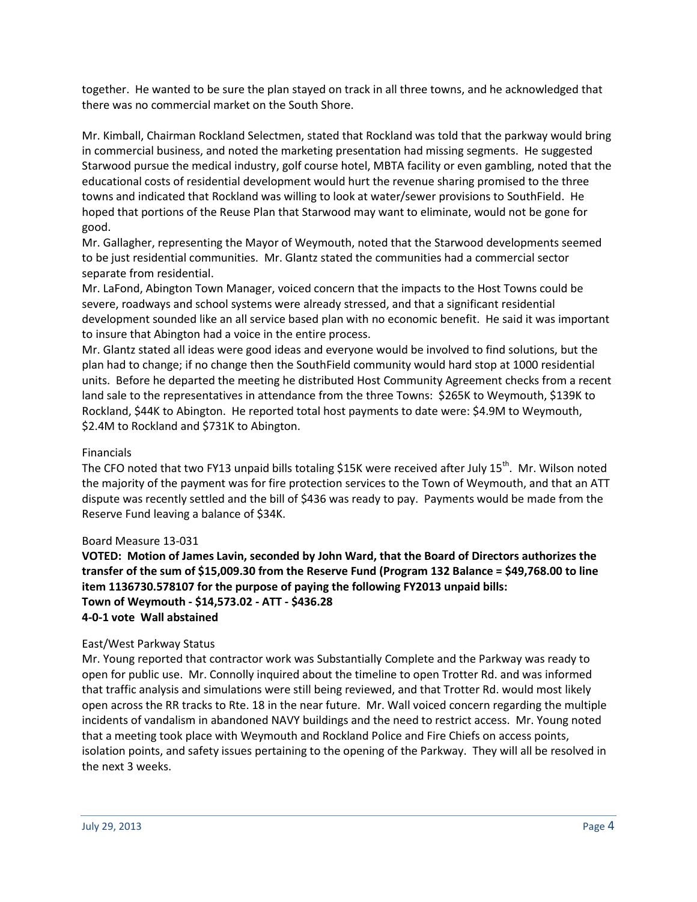together. He wanted to be sure the plan stayed on track in all three towns, and he acknowledged that there was no commercial market on the South Shore.

Mr. Kimball, Chairman Rockland Selectmen, stated that Rockland was told that the parkway would bring in commercial business, and noted the marketing presentation had missing segments. He suggested Starwood pursue the medical industry, golf course hotel, MBTA facility or even gambling, noted that the educational costs of residential development would hurt the revenue sharing promised to the three towns and indicated that Rockland was willing to look at water/sewer provisions to SouthField. He hoped that portions of the Reuse Plan that Starwood may want to eliminate, would not be gone for good.

Mr. Gallagher, representing the Mayor of Weymouth, noted that the Starwood developments seemed to be just residential communities. Mr. Glantz stated the communities had a commercial sector separate from residential.

Mr. LaFond, Abington Town Manager, voiced concern that the impacts to the Host Towns could be severe, roadways and school systems were already stressed, and that a significant residential development sounded like an all service based plan with no economic benefit. He said it was important to insure that Abington had a voice in the entire process.

Mr. Glantz stated all ideas were good ideas and everyone would be involved to find solutions, but the plan had to change; if no change then the SouthField community would hard stop at 1000 residential units. Before he departed the meeting he distributed Host Community Agreement checks from a recent land sale to the representatives in attendance from the three Towns: $265K to Weymouth, $139K to Rockland, $44K to Abington. He reported total host payments to date were: $4.9M to Weymouth, $2.4M to Rockland and $731K to Abington.

Financials

The CFO noted that two FY13 unpaid bills totaling $15K were received after July 15th. Mr. Wilson noted the majority of the payment was for fire protection services to the Town of Weymouth, and that an ATT dispute was recently settled and the bill of $436 was ready to pay. Payments would be made from the Reserve Fund leaving a balance of $34K.

Board Measure 13-031

**VOTED: Motion of James Lavin, seconded by John Ward, that the Board of Directors authorizes the transfer of the sum of $15,009.30 from the Reserve Fund (Program 132 Balance = $49,768.00 to line item 1136730.578107 for the purpose of paying the following FY2013 unpaid bills:**
**Town of Weymouth - $14,573.02 - ATT - $436.28**
**4-0-1 vote Wall abstained**

East/West Parkway Status

Mr. Young reported that contractor work was Substantially Complete and the Parkway was ready to open for public use. Mr. Connolly inquired about the timeline to open Trotter Rd. and was informed that traffic analysis and simulations were still being reviewed, and that Trotter Rd. would most likely open across the RR tracks to Rte. 18 in the near future. Mr. Wall voiced concern regarding the multiple incidents of vandalism in abandoned NAVY buildings and the need to restrict access. Mr. Young noted that a meeting took place with Weymouth and Rockland Police and Fire Chiefs on access points, isolation points, and safety issues pertaining to the opening of the Parkway. They will all be resolved in the next 3 weeks.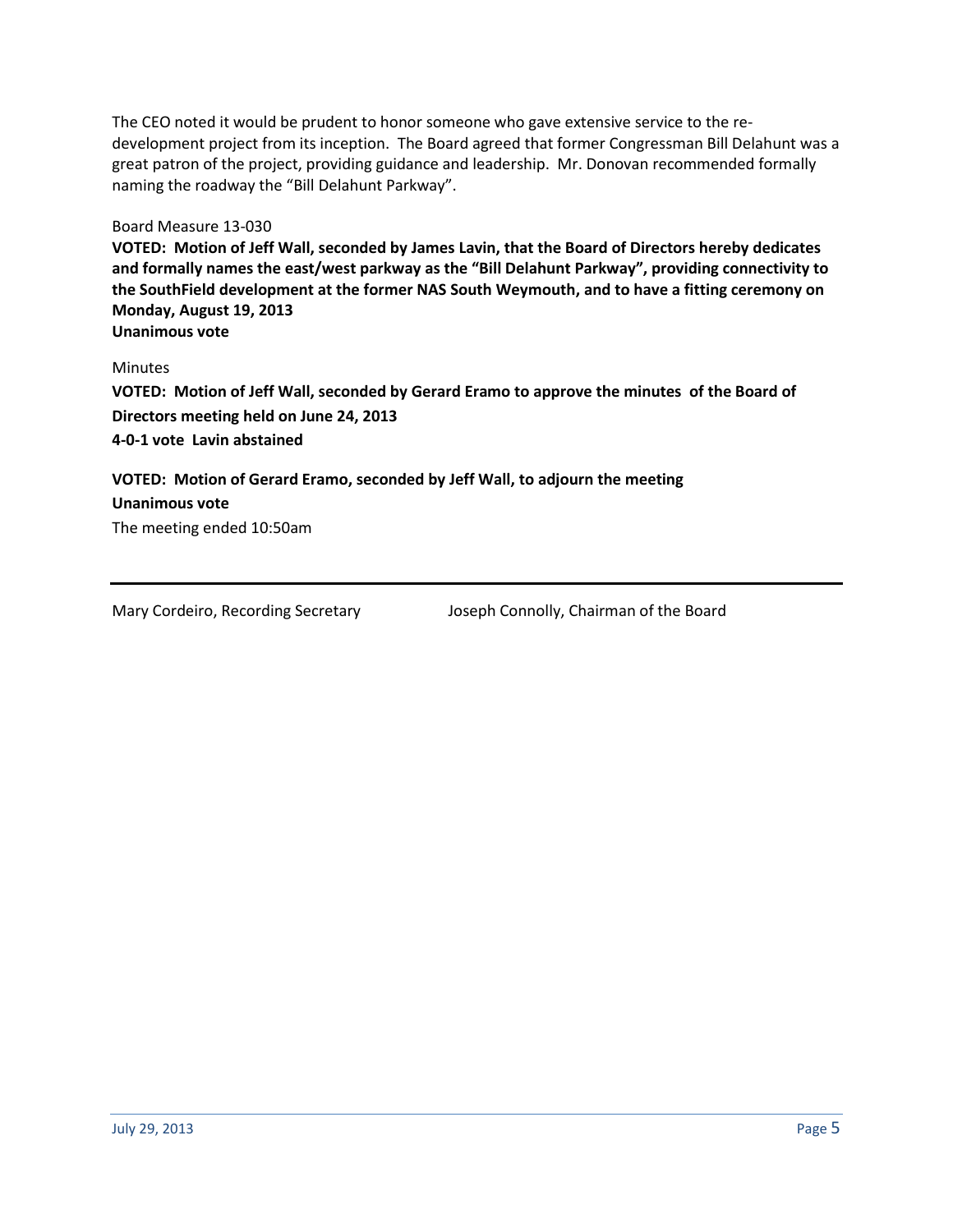The CEO noted it would be prudent to honor someone who gave extensive service to the re-development project from its inception. The Board agreed that former Congressman Bill Delahunt was a great patron of the project, providing guidance and leadership. Mr. Donovan recommended formally naming the roadway the "Bill Delahunt Parkway".

Board Measure 13-030

**VOTED: Motion of Jeff Wall, seconded by James Lavin, that the Board of Directors hereby dedicates and formally names the east/west parkway as the "Bill Delahunt Parkway", providing connectivity to the SouthField development at the former NAS South Weymouth, and to have a fitting ceremony on Monday, August 19, 2013**
**Unanimous vote**

Minutes

**VOTED: Motion of Jeff Wall, seconded by Gerard Eramo to approve the minutes of the Board of Directors meeting held on June 24, 2013**
**4-0-1 vote Lavin abstained**

**VOTED: Motion of Gerard Eramo, seconded by Jeff Wall, to adjourn the meeting**
**Unanimous vote**

The meeting ended 10:50am

---

Mary Cordeiro, Recording Secretary        Joseph Connolly, Chairman of the Board